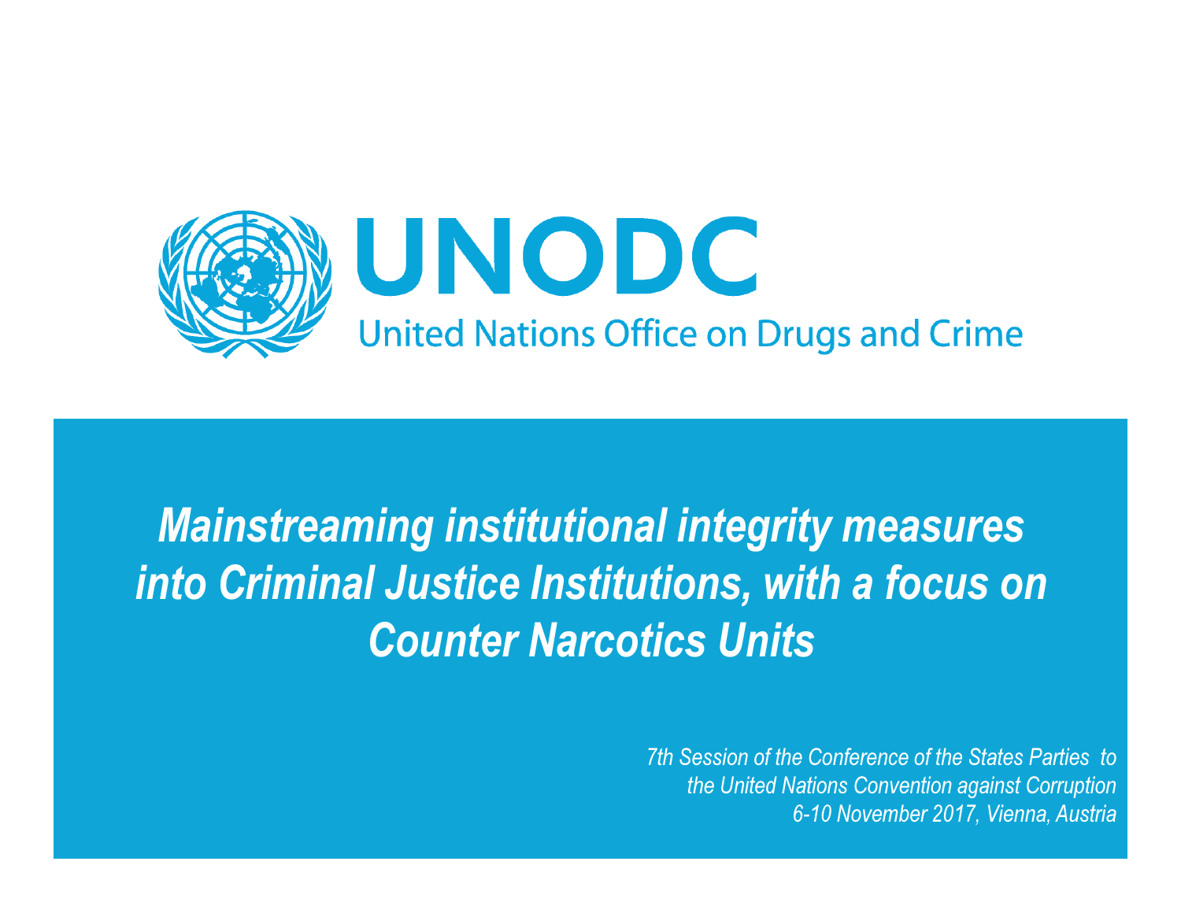# UNODC

United Nations Office on Drugs and Crime

# *Mainstreaming institutional integrity measures into Criminal Justice Institutions, with a focus on Counter Narcotics Units*

*7th Session of the Conference of the States Parties to the United Nations Convention against Corruption*
*6-10 November 2017, Vienna, Austria*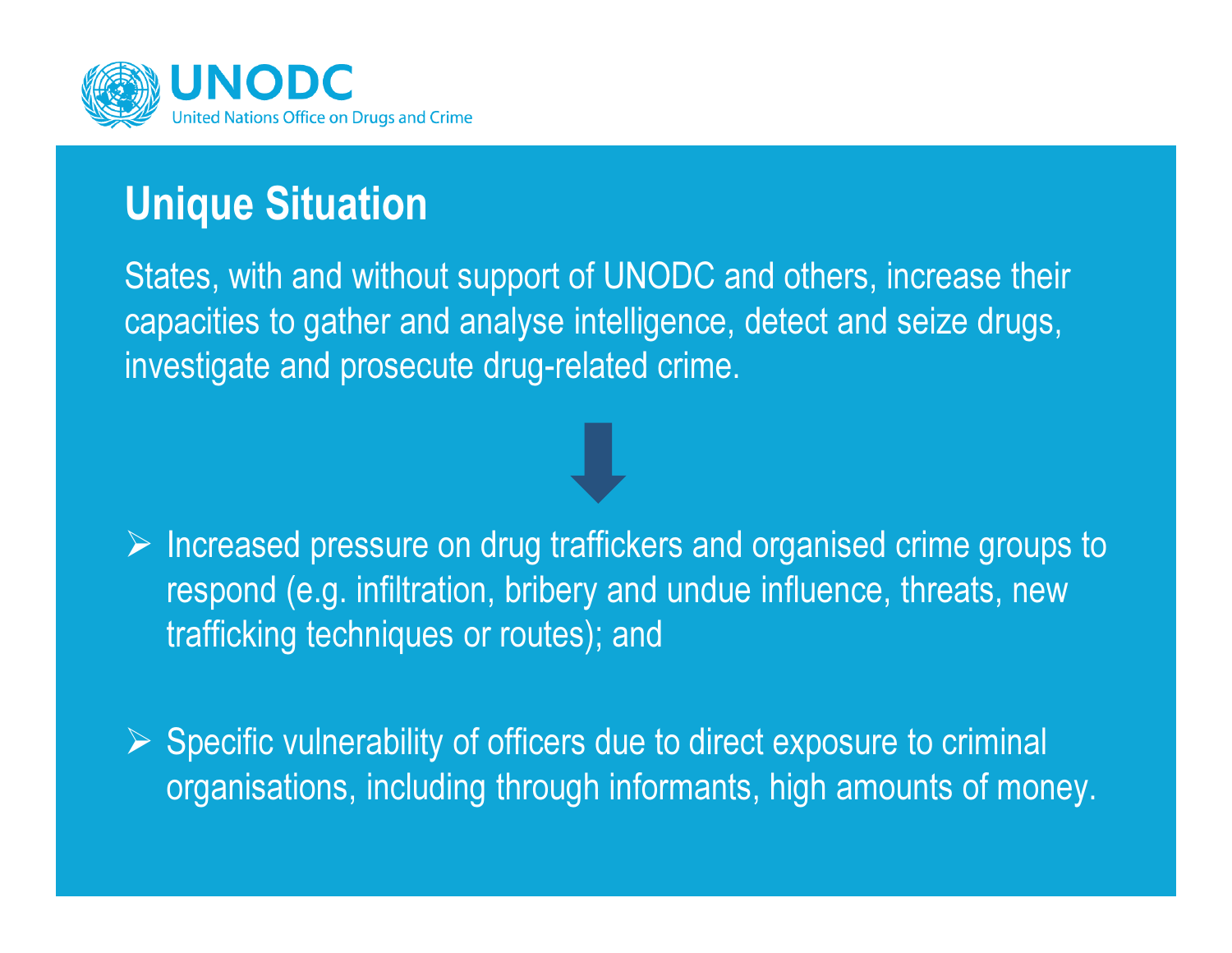## Unique Situation

States, with and without support of UNODC and others, increase their capacities to gather and analyse intelligence, detect and seize drugs, investigate and prosecute drug-related crime.

⬇

- Increased pressure on drug traffickers and organised crime groups to respond (e.g. infiltration, bribery and undue influence, threats, new trafficking techniques or routes); and
- Specific vulnerability of officers due to direct exposure to criminal organisations, including through informants, high amounts of money.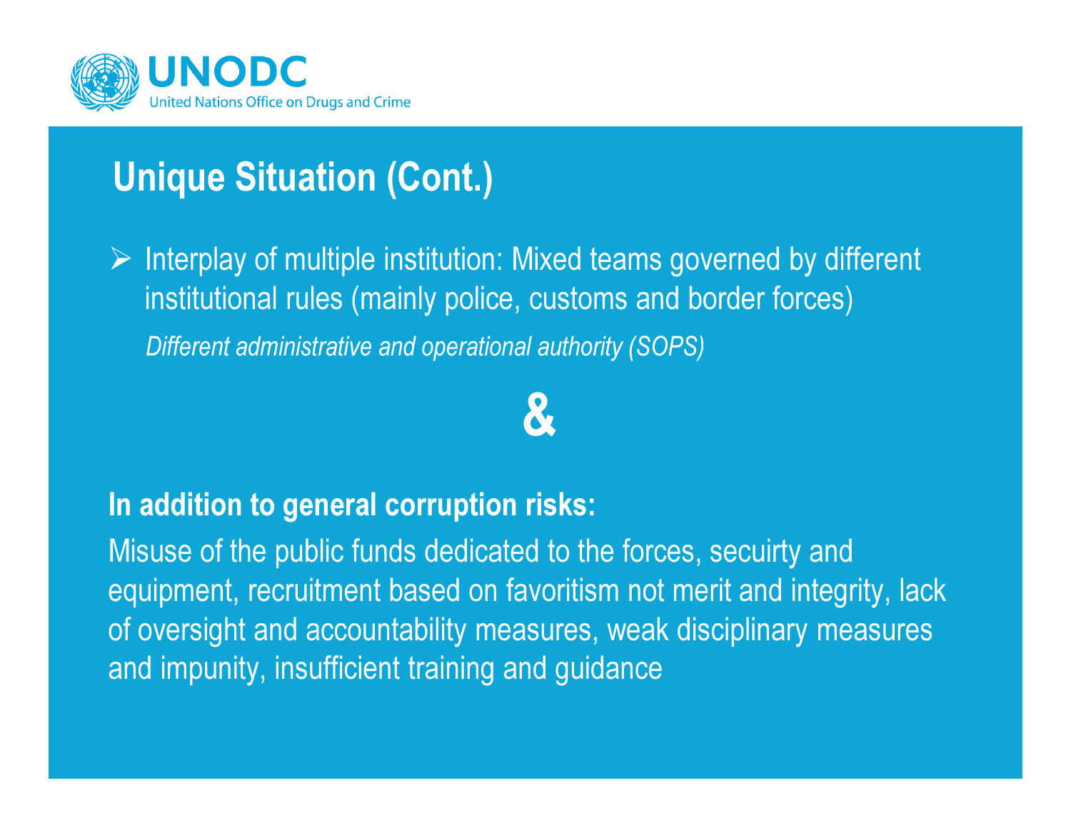## Unique Situation (Cont.)

- Interplay of multiple institution: Mixed teams governed by different institutional rules (mainly police, customs and border forces)

  *Different administrative and operational authority (SOPS)*

**&**

**In addition to general corruption risks:**

Misuse of the public funds dedicated to the forces, secuirty and equipment, recruitment based on favoritism not merit and integrity, lack of oversight and accountability measures, weak disciplinary measures and impunity, insufficient training and guidance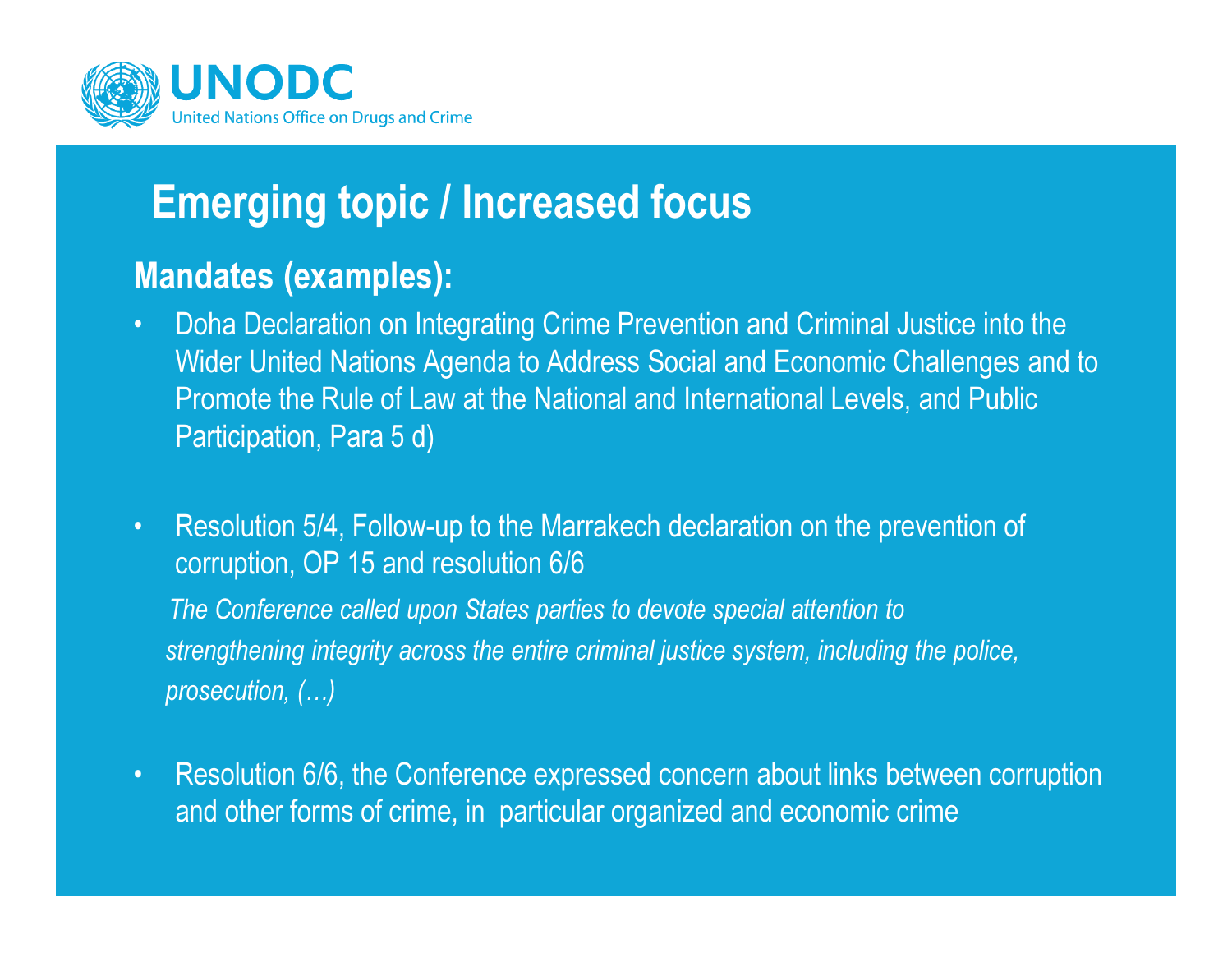# Emerging topic / Increased focus

## Mandates (examples):

- Doha Declaration on Integrating Crime Prevention and Criminal Justice into the Wider United Nations Agenda to Address Social and Economic Challenges and to Promote the Rule of Law at the National and International Levels, and Public Participation, Para 5 d)

- Resolution 5/4, Follow-up to the Marrakech declaration on the prevention of corruption, OP 15 and resolution 6/6

  *The Conference called upon States parties to devote special attention to strengthening integrity across the entire criminal justice system, including the police, prosecution, (…)*

- Resolution 6/6, the Conference expressed concern about links between corruption and other forms of crime, in particular organized and economic crime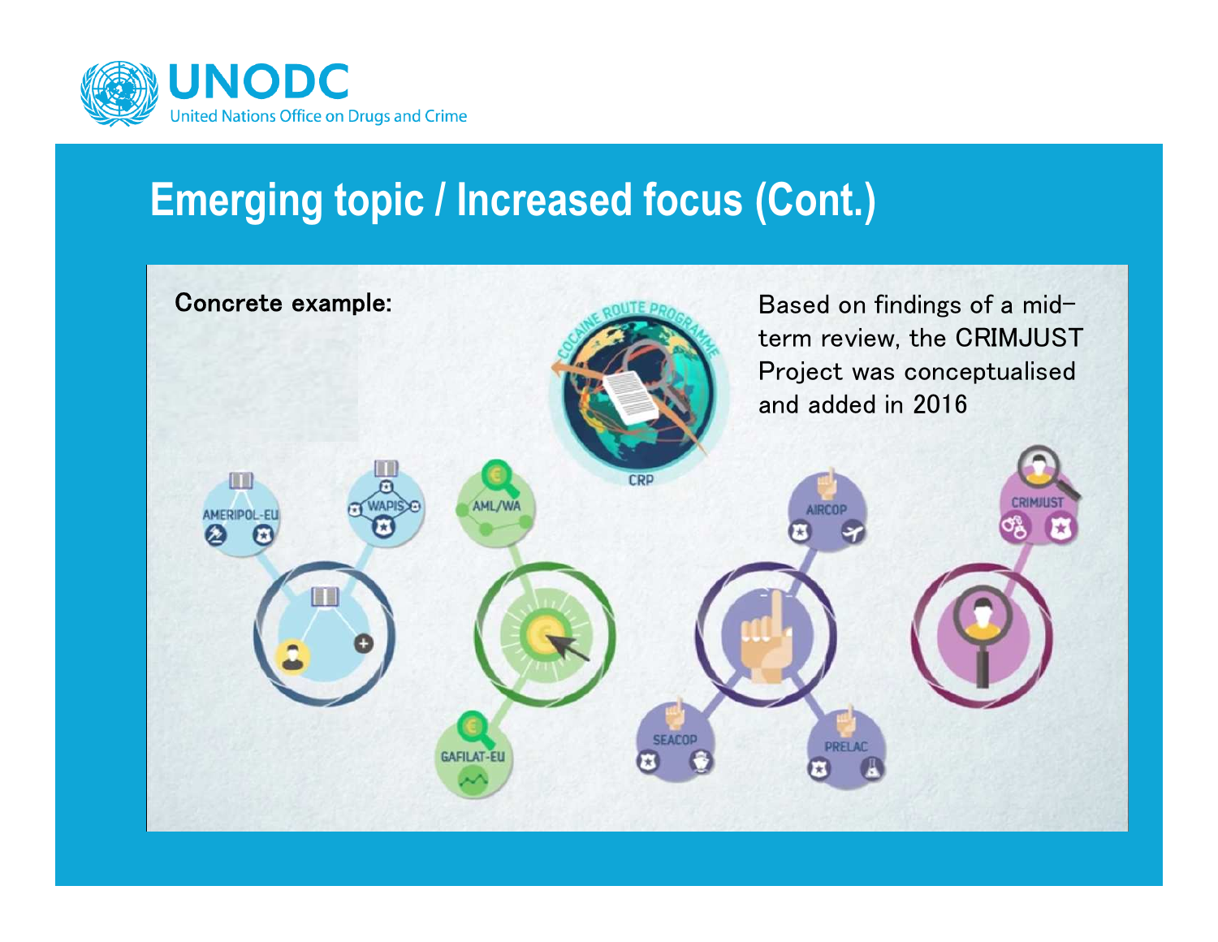# Emerging topic / Increased focus (Cont.)

**Concrete example:**

Based on findings of a mid-term review, the CRIMJUST Project was conceptualised and added in 2016

COCAINE ROUTE PROGRAMME

CRP

AMERIPOL-EU

WAPIS

AML/WA

GAFILAT-EU

AIRCOP

SEACOP

PRELAC

CRIMJUST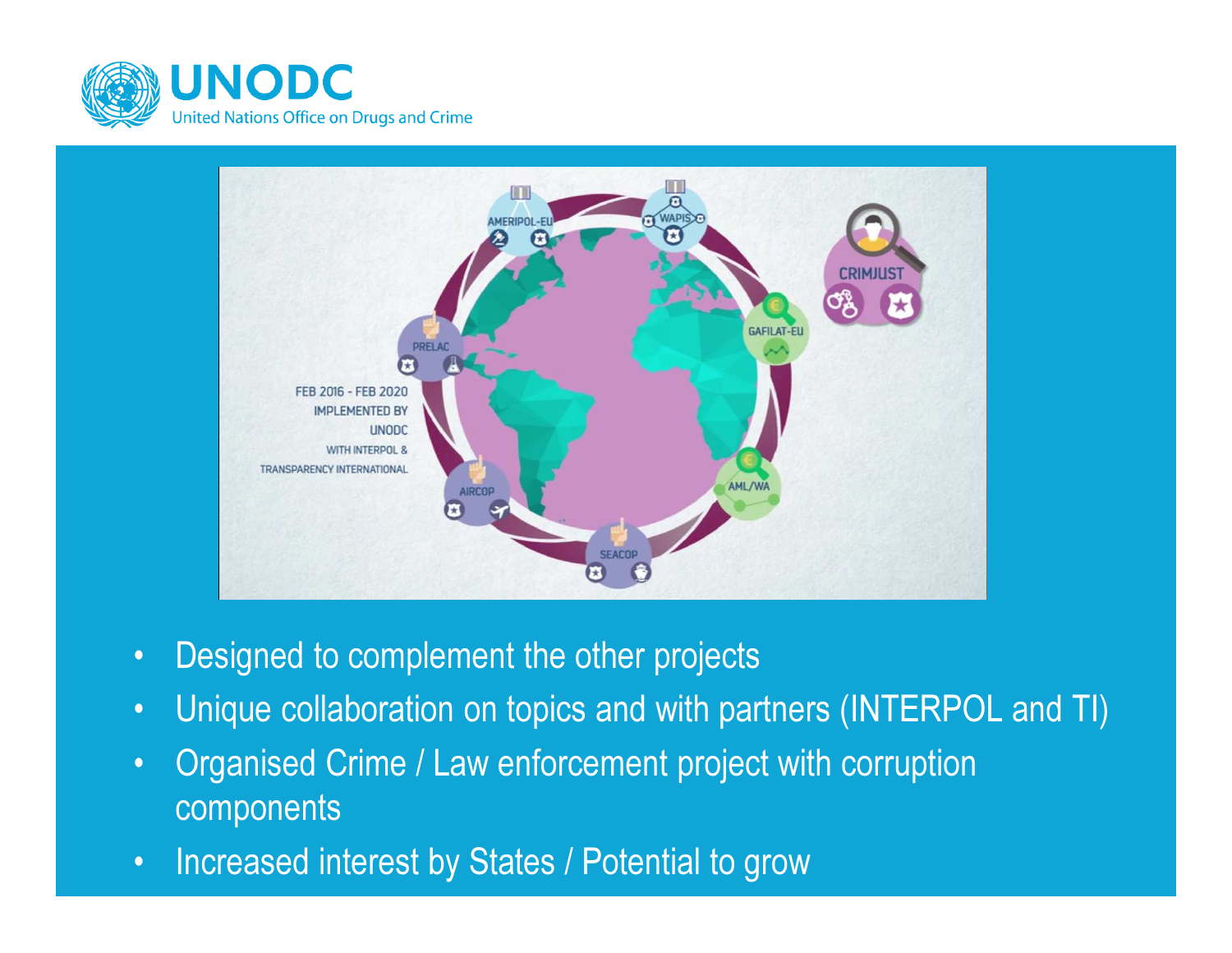FEB 2016 - FEB 2020
IMPLEMENTED BY
UNODC
WITH INTERPOL &
TRANSPARENCY INTERNATIONAL

AMERIPOL-EU, WAPIS, CRIMJUST, GAFILAT-EU, AML/WA, SEACOP, AIRCOP, PRELAC

- Designed to complement the other projects
- Unique collaboration on topics and with partners (INTERPOL and TI)
- Organised Crime / Law enforcement project with corruption components
- Increased interest by States / Potential to grow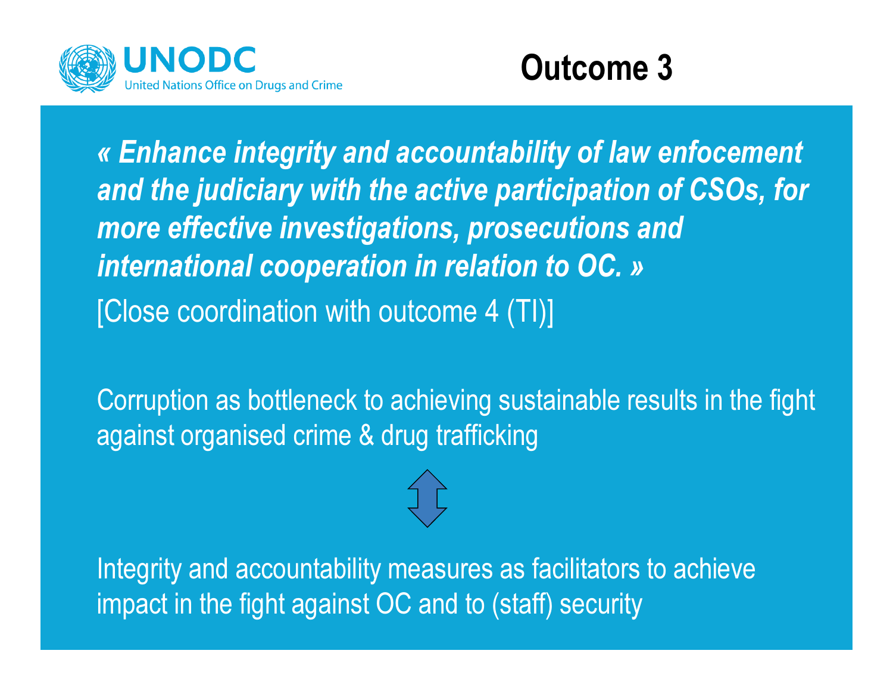# Outcome 3

*« Enhance integrity and accountability of law enfocement and the judiciary with the active participation of CSOs, for more effective investigations, prosecutions and international cooperation in relation to OC. »*

[Close coordination with outcome 4 (TI)]

Corruption as bottleneck to achieving sustainable results in the fight against organised crime & drug trafficking

⇕

Integrity and accountability measures as facilitators to achieve impact in the fight against OC and to (staff) security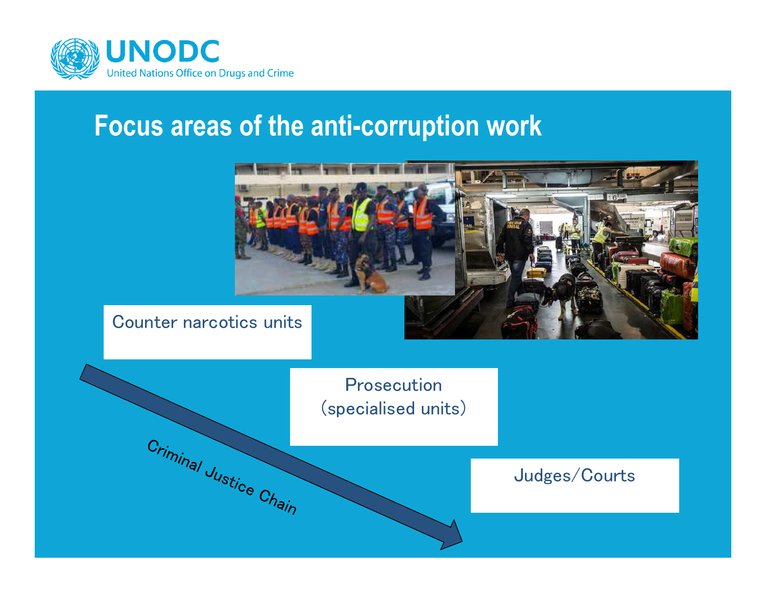# Focus areas of the anti-corruption work

Counter narcotics units

Prosecution (specialised units)

Judges/Courts

Criminal Justice Chain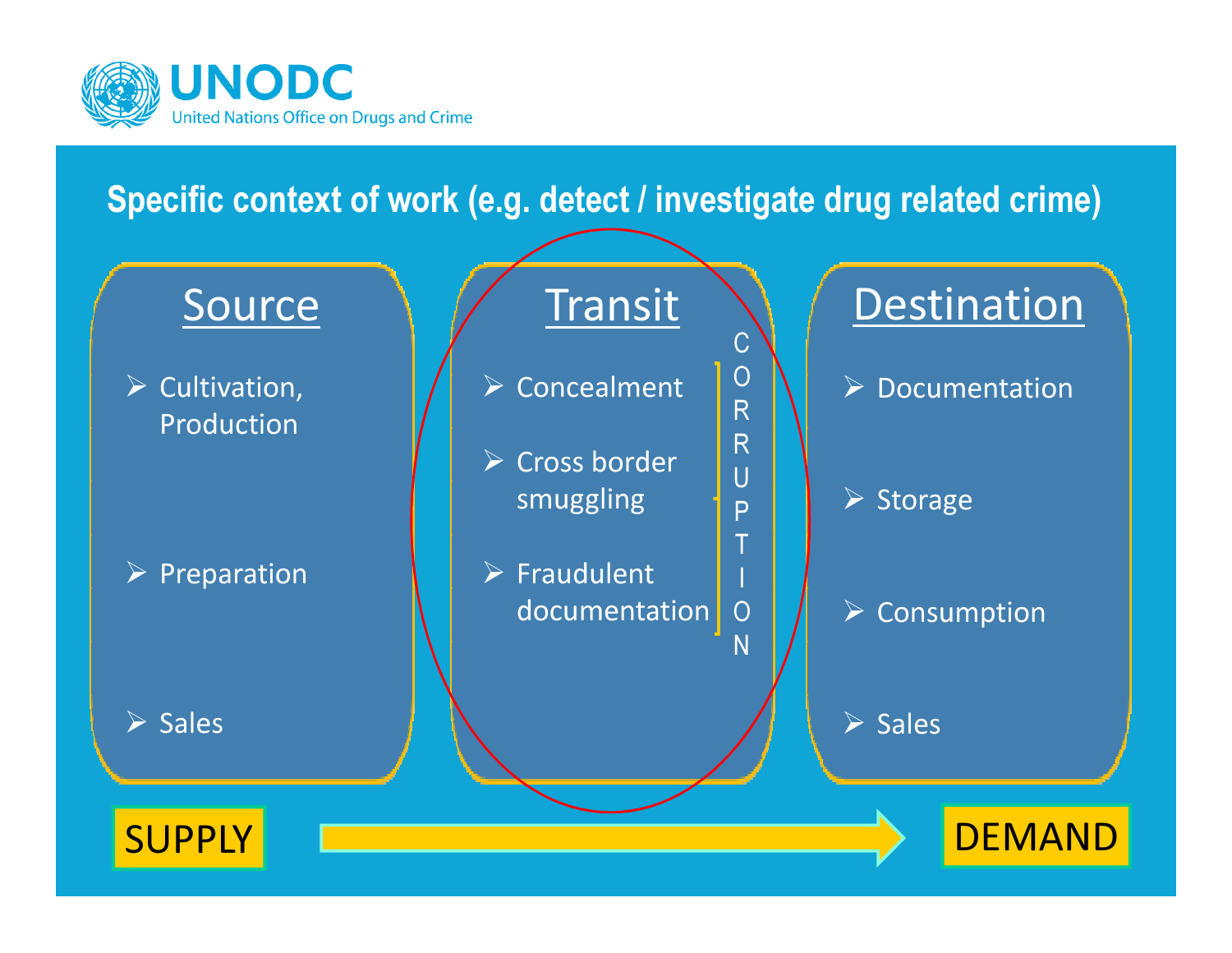**UNODC**
United Nations Office on Drugs and Crime

## Specific context of work (e.g. detect / investigate drug related crime)

### Source

- Cultivation, Production
- Preparation
- Sales

### Transit

- Concealment
- Cross border smuggling
- Fraudulent documentation

CORRUPTION

### Destination

- Documentation
- Storage
- Consumption
- Sales

SUPPLY → DEMAND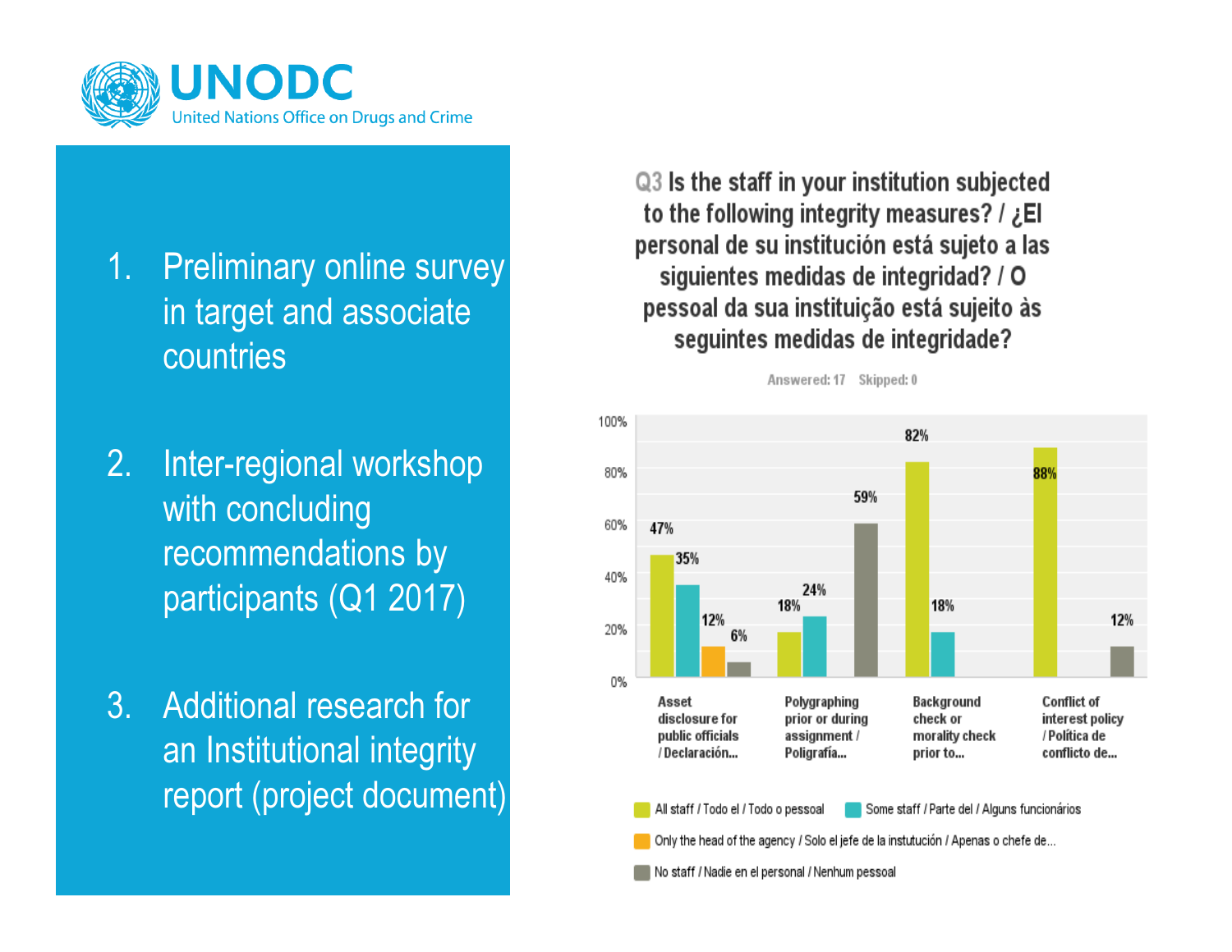UNODC

United Nations Office on Drugs and Crime

1. Preliminary online survey in target and associate countries
2. Inter-regional workshop with concluding recommendations by participants (Q1 2017)
3. Additional research for an Institutional integrity report (project document)

**Q3 Is the staff in your institution subjected to the following integrity measures? / ¿El personal de su institución está sujeto a las siguientes medidas de integridad? / O pessoal da sua instituição está sujeito às seguintes medidas de integridade?**

Answered: 17 Skipped: 0

| | All staff / Todo el / Todo o pessoal | Some staff / Parte del / Alguns funcionários | Only the head of the agency / Solo el jefe de la instutución / Apenas o chefe de... | No staff / Nadie en el personal / Nenhum pessoal |
|---|---|---|---|---|
| Asset disclosure for public officials / Declaración... | 47% | 35% | 12% | 6% |
| Polygraphing prior or during assignment / Poligrafía... | 18% | 24% | | 59% |
| Background check or morality check prior to... | 82% | 18% | | |
| Conflict of interest policy / Política de conflicto de... | 88% | | | 12% |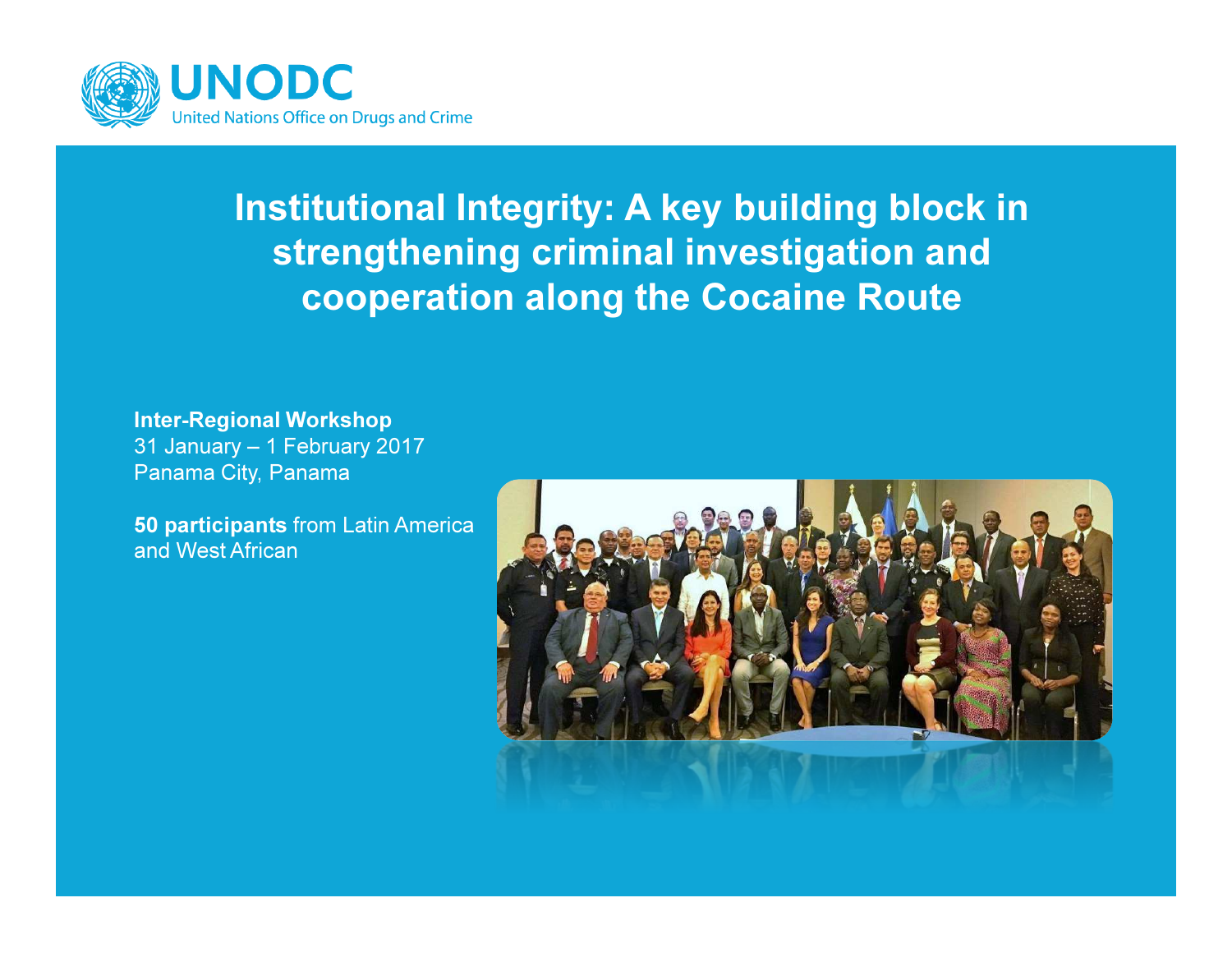UNODC

United Nations Office on Drugs and Crime

# Institutional Integrity: A key building block in strengthening criminal investigation and cooperation along the Cocaine Route

**Inter-Regional Workshop**
31 January – 1 February 2017
Panama City, Panama

**50 participants** from Latin America and West African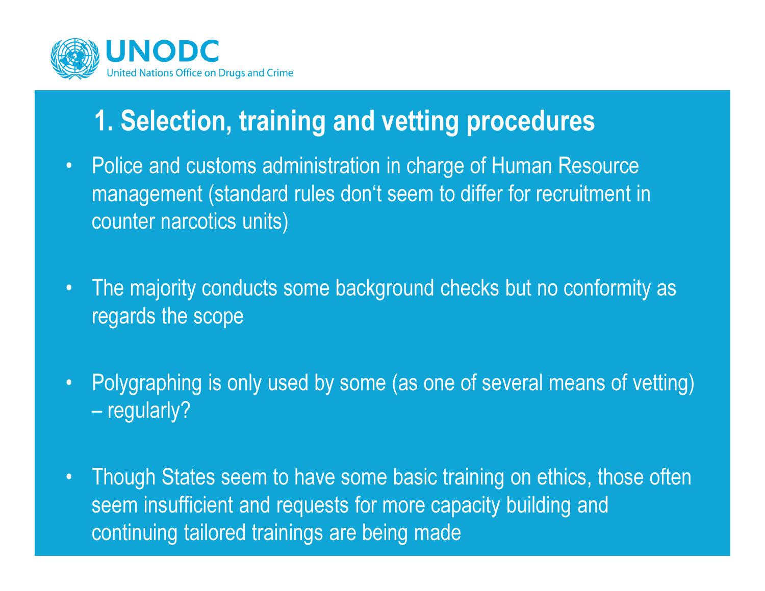# 1. Selection, training and vetting procedures

- Police and customs administration in charge of Human Resource management (standard rules don‘t seem to differ for recruitment in counter narcotics units)
- The majority conducts some background checks but no conformity as regards the scope
- Polygraphing is only used by some (as one of several means of vetting) – regularly?
- Though States seem to have some basic training on ethics, those often seem insufficient and requests for more capacity building and continuing tailored trainings are being made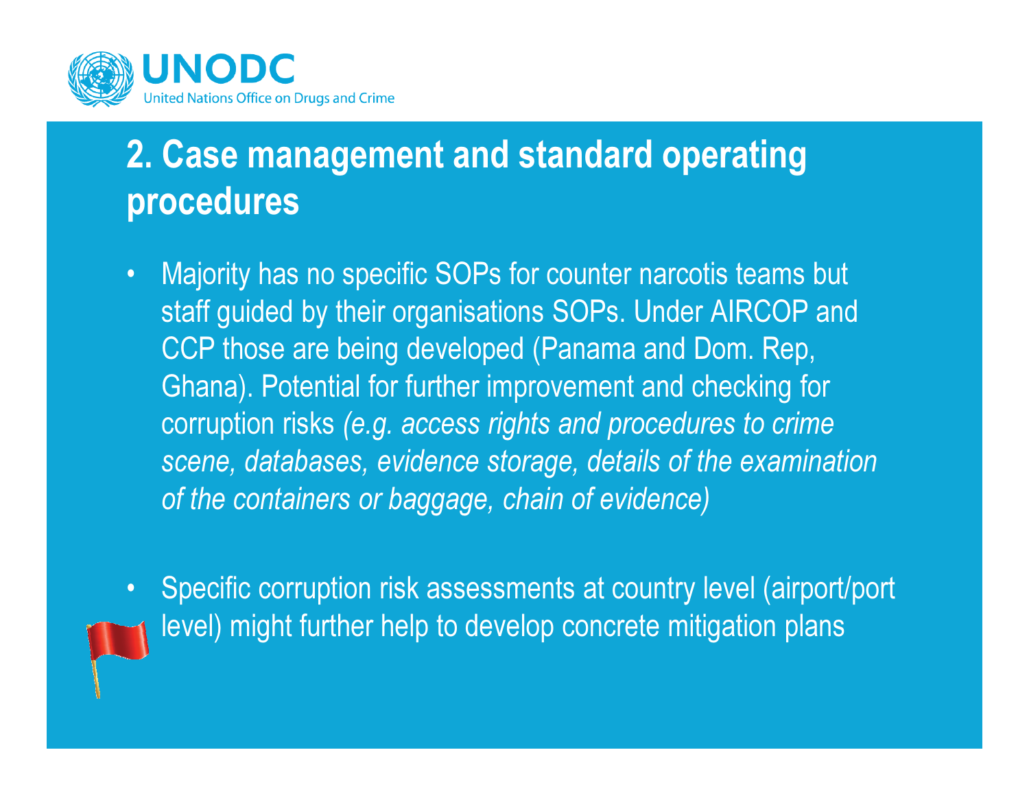## 2. Case management and standard operating procedures

- Majority has no specific SOPs for counter narcotis teams but staff guided by their organisations SOPs. Under AIRCOP and CCP those are being developed (Panama and Dom. Rep, Ghana). Potential for further improvement and checking for corruption risks *(e.g. access rights and procedures to crime scene, databases, evidence storage, details of the examination of the containers or baggage, chain of evidence)*

- Specific corruption risk assessments at country level (airport/port level) might further help to develop concrete mitigation plans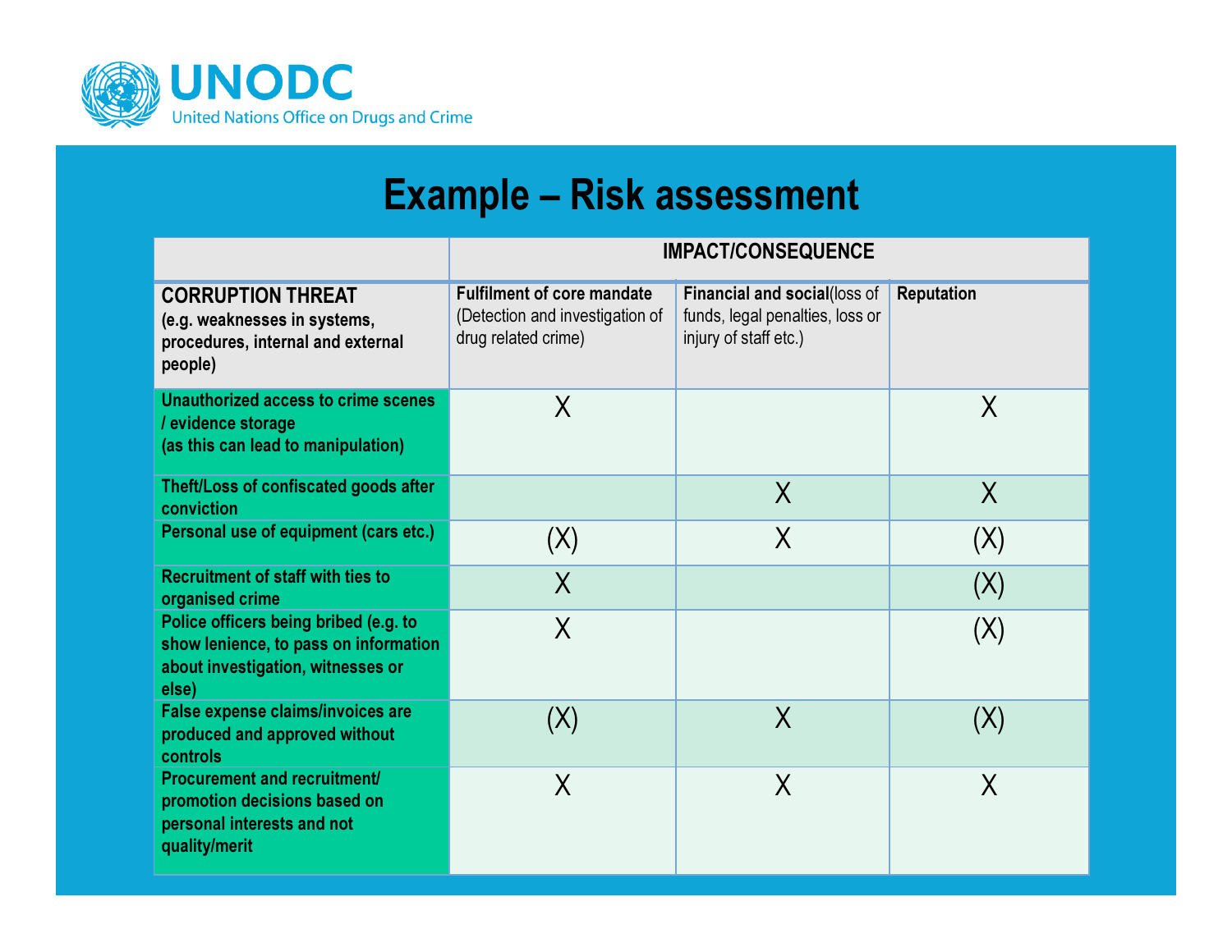# Example – Risk assessment

| | IMPACT/CONSEQUENCE | | |
|---|---|---|---|
| **CORRUPTION THREAT** **(e.g. weaknesses in systems, procedures, internal and external people)** | **Fulfilment of core mandate** (Detection and investigation of drug related crime) | **Financial and social** (loss of funds, legal penalties, loss or injury of staff etc.) | **Reputation** |
| **Unauthorized access to crime scenes / evidence storage (as this can lead to manipulation)** | X | | X |
| **Theft/Loss of confiscated goods after conviction** | | X | X |
| **Personal use of equipment (cars etc.)** | (X) | X | (X) |
| **Recruitment of staff with ties to organised crime** | X | | (X) |
| **Police officers being bribed (e.g. to show lenience, to pass on information about investigation, witnesses or else)** | X | | (X) |
| **False expense claims/invoices are produced and approved without controls** | (X) | X | (X) |
| **Procurement and recruitment/ promotion decisions based on personal interests and not quality/merit** | X | X | X |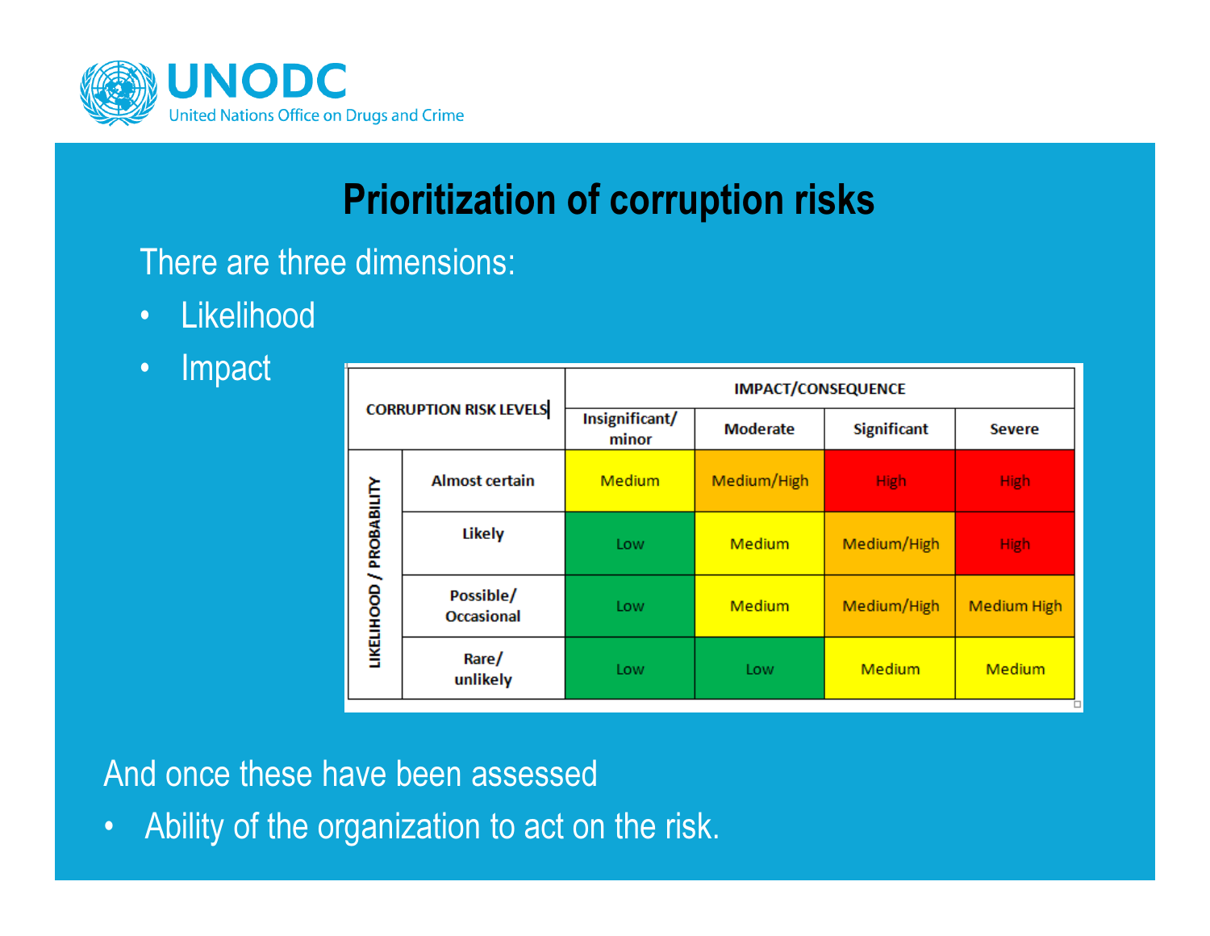# Prioritization of corruption risks

There are three dimensions:

- Likelihood
- Impact

| CORRUPTION RISK LEVELS | | IMPACT/CONSEQUENCE | | | |
|---|---|---|---|---|---|
| | | Insignificant/ minor | Moderate | Significant | Severe |
| LIKELIHOOD / PROBABILITY | Almost certain | Medium | Medium/High | High | High |
| | Likely | Low | Medium | Medium/High | High |
| | Possible/ Occasional | Low | Medium | Medium/High | Medium High |
| | Rare/ unlikely | Low | Low | Medium | Medium |

And once these have been assessed

- Ability of the organization to act on the risk.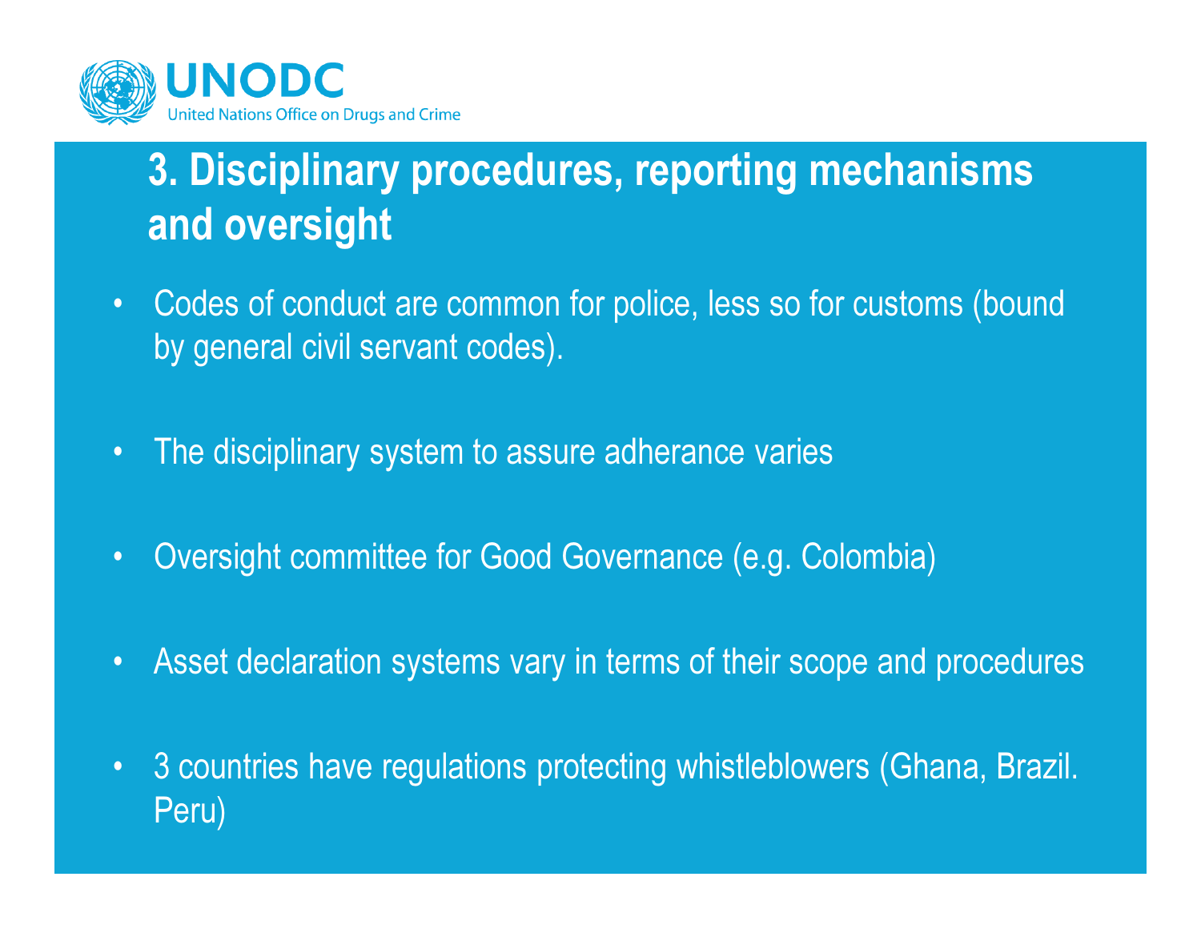# 3. Disciplinary procedures, reporting mechanisms and oversight

- Codes of conduct are common for police, less so for customs (bound by general civil servant codes).
- The disciplinary system to assure adherance varies
- Oversight committee for Good Governance (e.g. Colombia)
- Asset declaration systems vary in terms of their scope and procedures
- 3 countries have regulations protecting whistleblowers (Ghana, Brazil. Peru)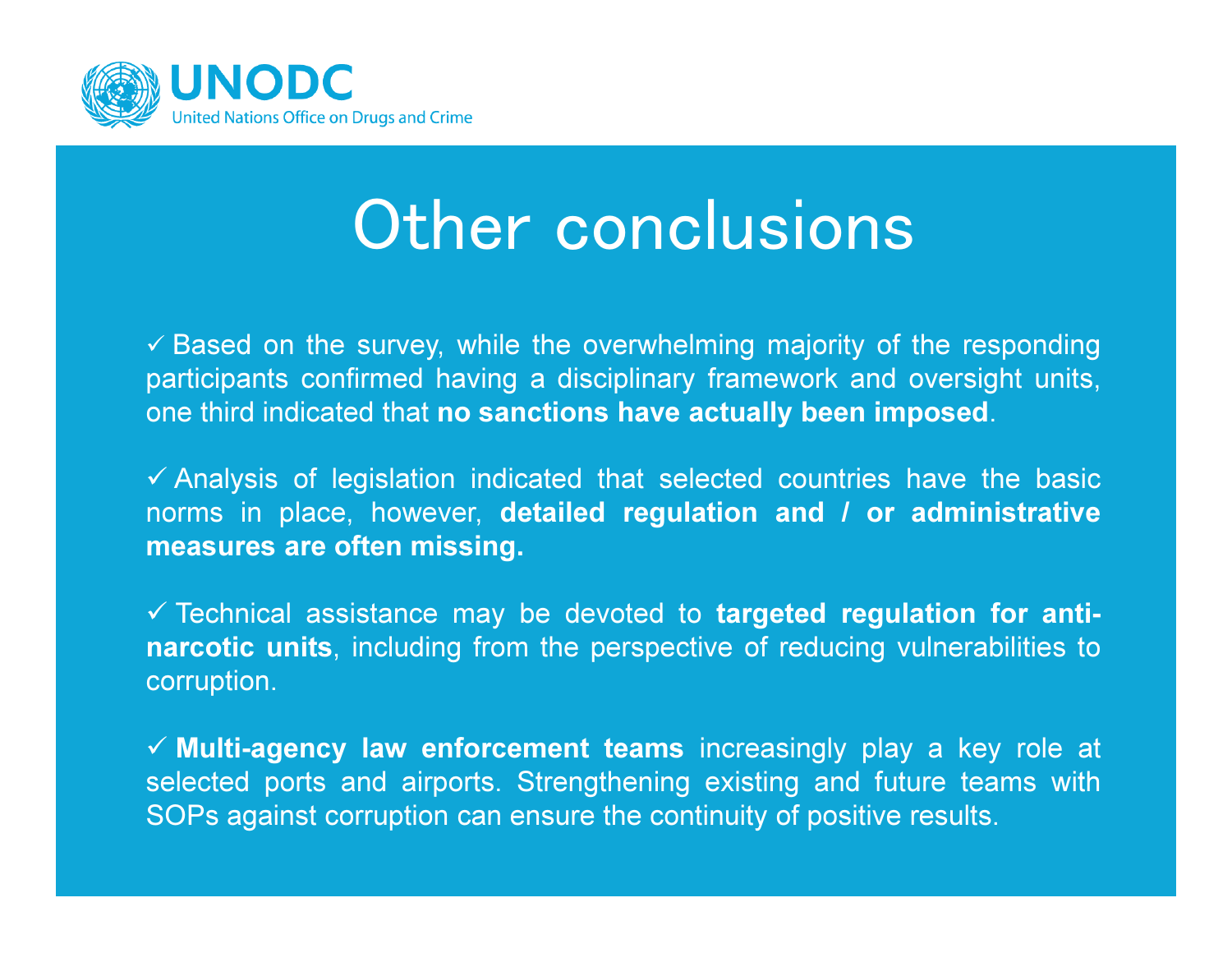# Other conclusions

- ✓ Based on the survey, while the overwhelming majority of the responding participants confirmed having a disciplinary framework and oversight units, one third indicated that **no sanctions have actually been imposed**.

- ✓ Analysis of legislation indicated that selected countries have the basic norms in place, however, **detailed regulation and / or administrative measures are often missing.**

- ✓ Technical assistance may be devoted to **targeted regulation for anti-narcotic units**, including from the perspective of reducing vulnerabilities to corruption.

- ✓ **Multi-agency law enforcement teams** increasingly play a key role at selected ports and airports. Strengthening existing and future teams with SOPs against corruption can ensure the continuity of positive results.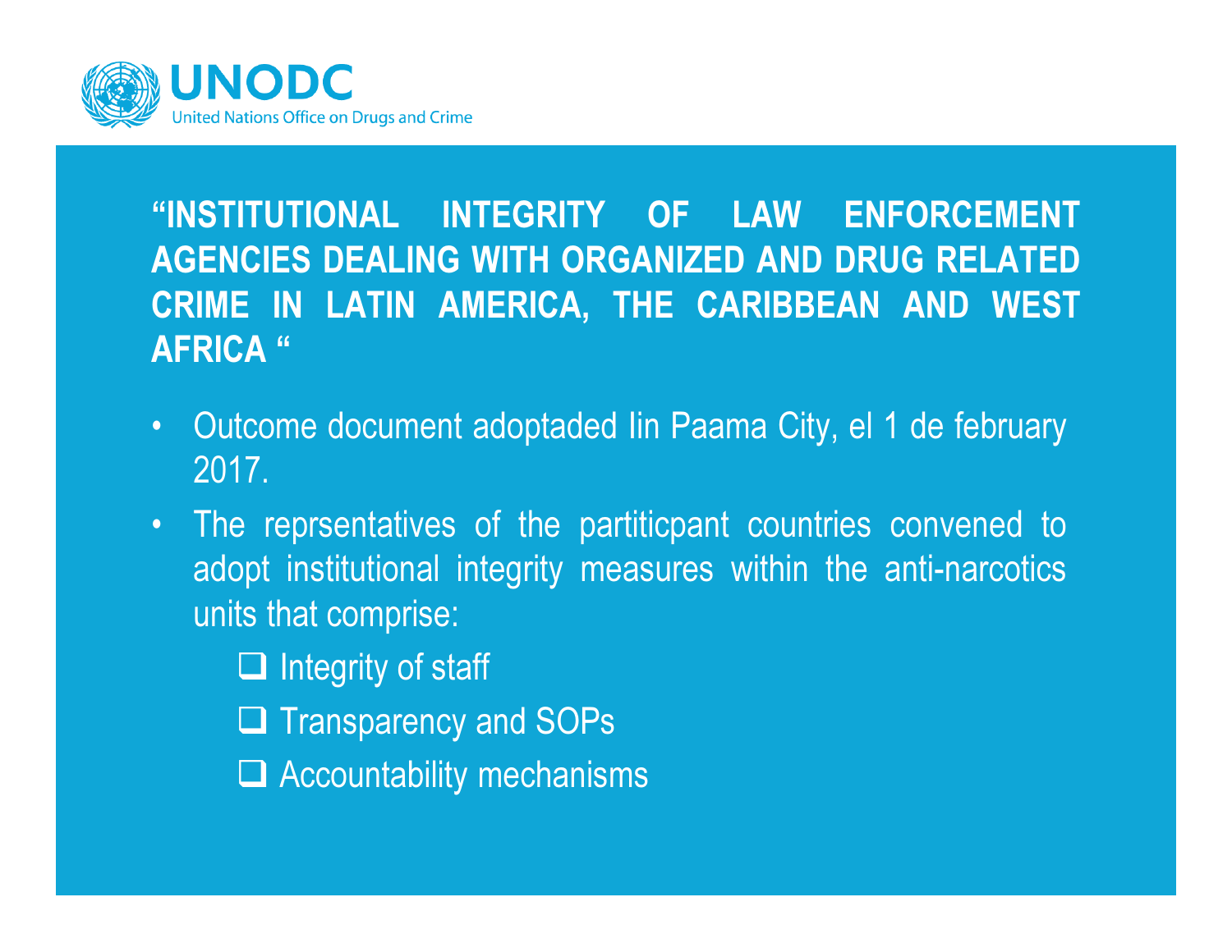UNODC
United Nations Office on Drugs and Crime

**"INSTITUTIONAL INTEGRITY OF LAW ENFORCEMENT AGENCIES DEALING WITH ORGANIZED AND DRUG RELATED CRIME IN LATIN AMERICA, THE CARIBBEAN AND WEST AFRICA "**

- Outcome document adoptaded Iin Paama City, el 1 de february 2017.
- The reprsentatives of the partiticpant countries convened to adopt institutional integrity measures within the anti-narcotics units that comprise:
  - ❑ Integrity of staff
  - ❑ Transparency and SOPs
  - ❑ Accountability mechanisms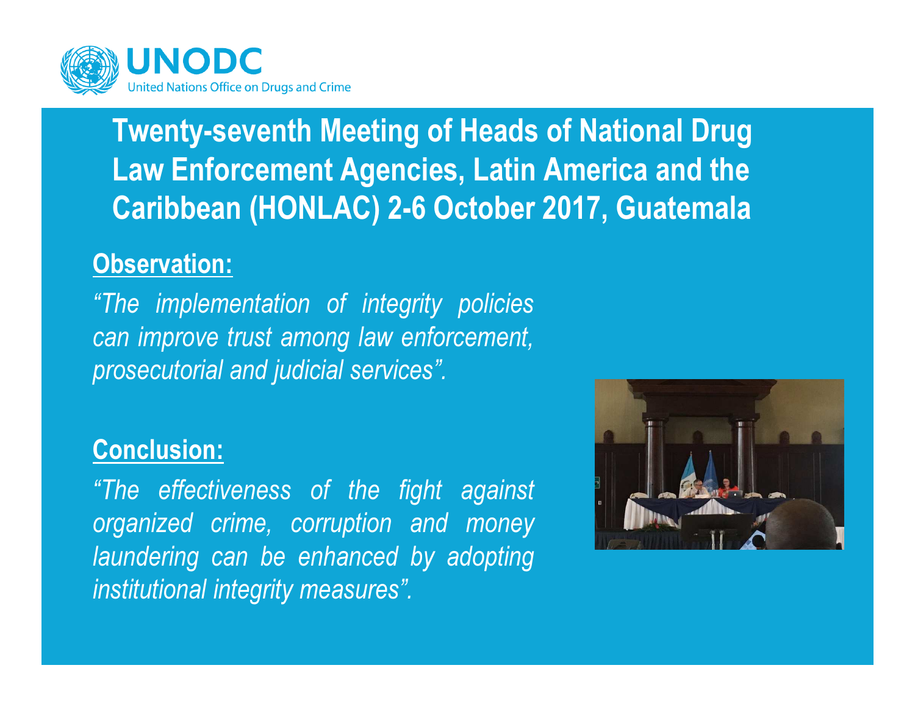UNODC
United Nations Office on Drugs and Crime

# Twenty-seventh Meeting of Heads of National Drug Law Enforcement Agencies, Latin America and the Caribbean (HONLAC) 2-6 October 2017, Guatemala

## Observation:

*"The implementation of integrity policies can improve trust among law enforcement, prosecutorial and judicial services".*

## Conclusion:

*"The effectiveness of the fight against organized crime, corruption and money laundering can be enhanced by adopting institutional integrity measures".*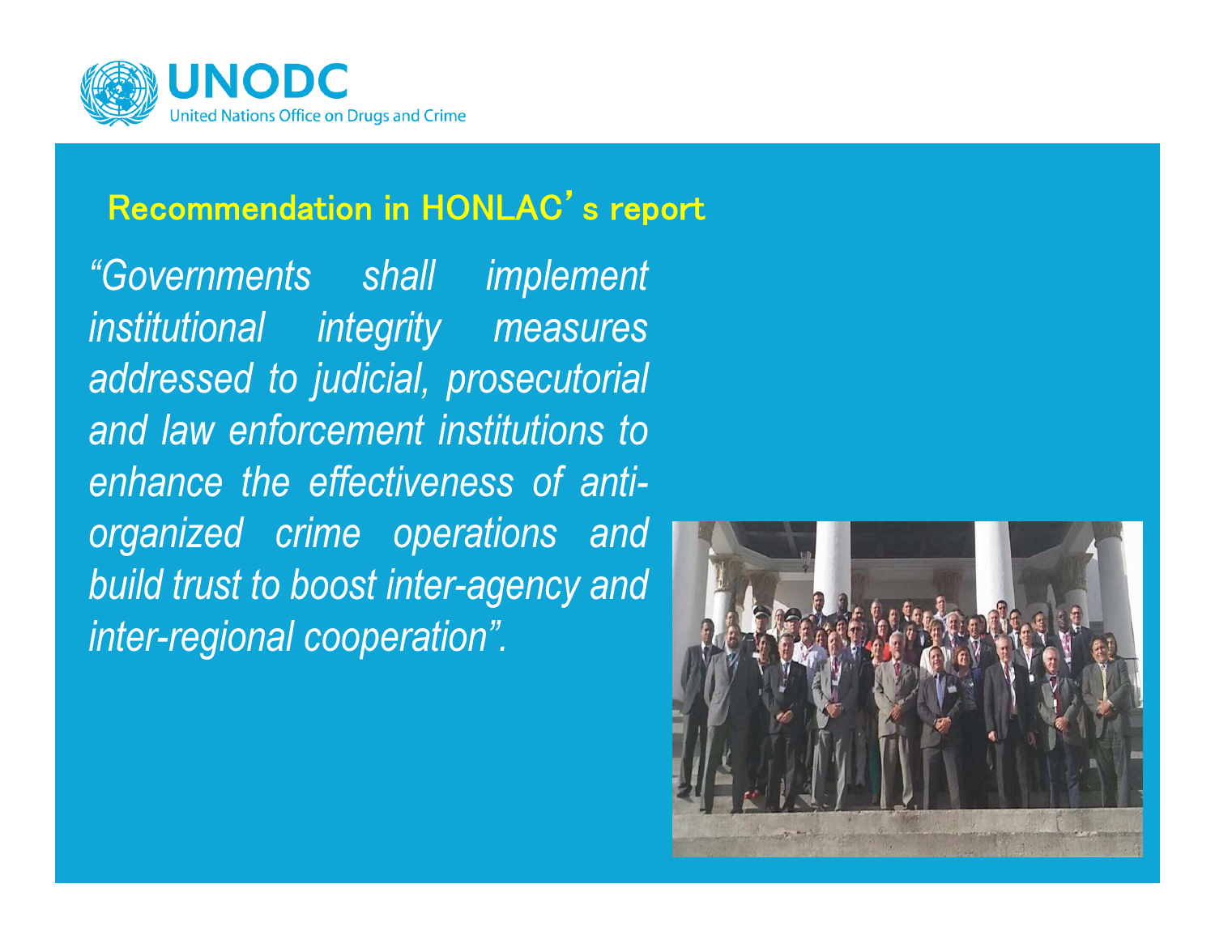## Recommendation in HONLAC's report

*"Governments shall implement institutional integrity measures addressed to judicial, prosecutorial and law enforcement institutions to enhance the effectiveness of anti-organized crime operations and build trust to boost inter-agency and inter-regional cooperation".*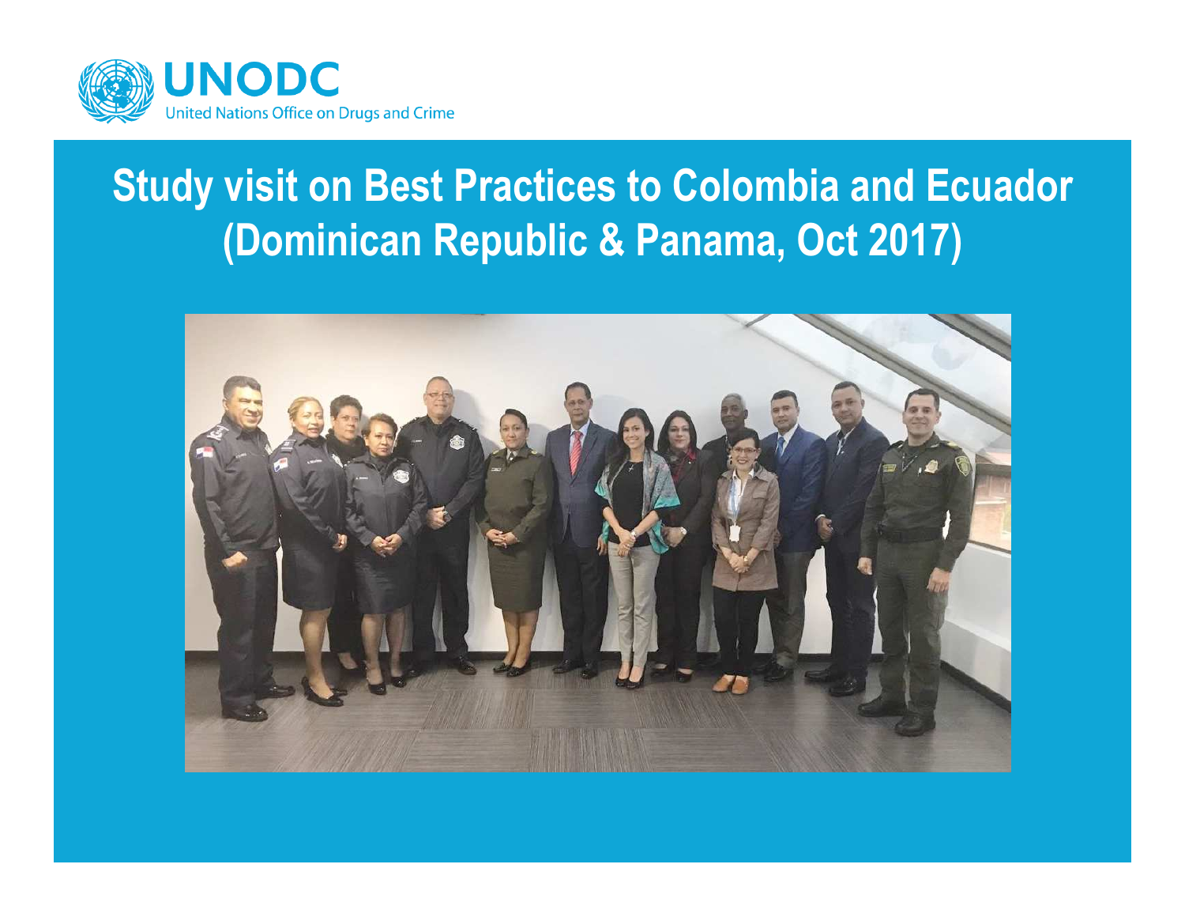UNODC
United Nations Office on Drugs and Crime

# Study visit on Best Practices to Colombia and Ecuador (Dominican Republic & Panama, Oct 2017)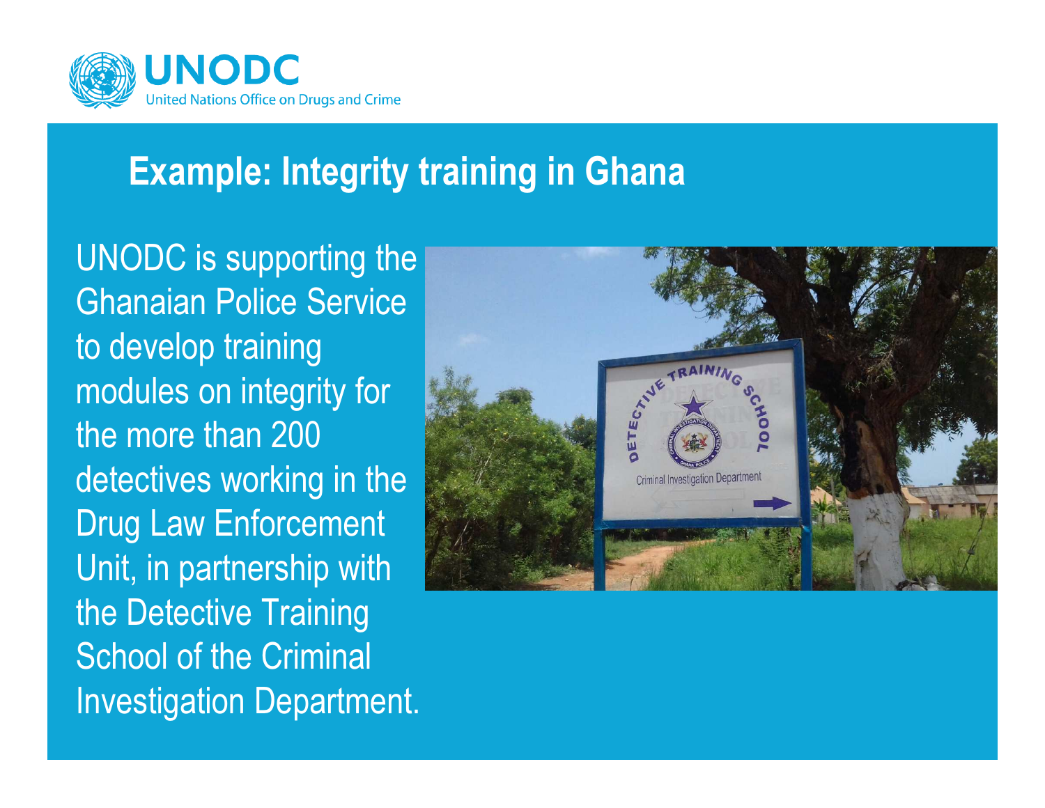# Example: Integrity training in Ghana

UNODC is supporting the Ghanaian Police Service to develop training modules on integrity for the more than 200 detectives working in the Drug Law Enforcement Unit, in partnership with the Detective Training School of the Criminal Investigation Department.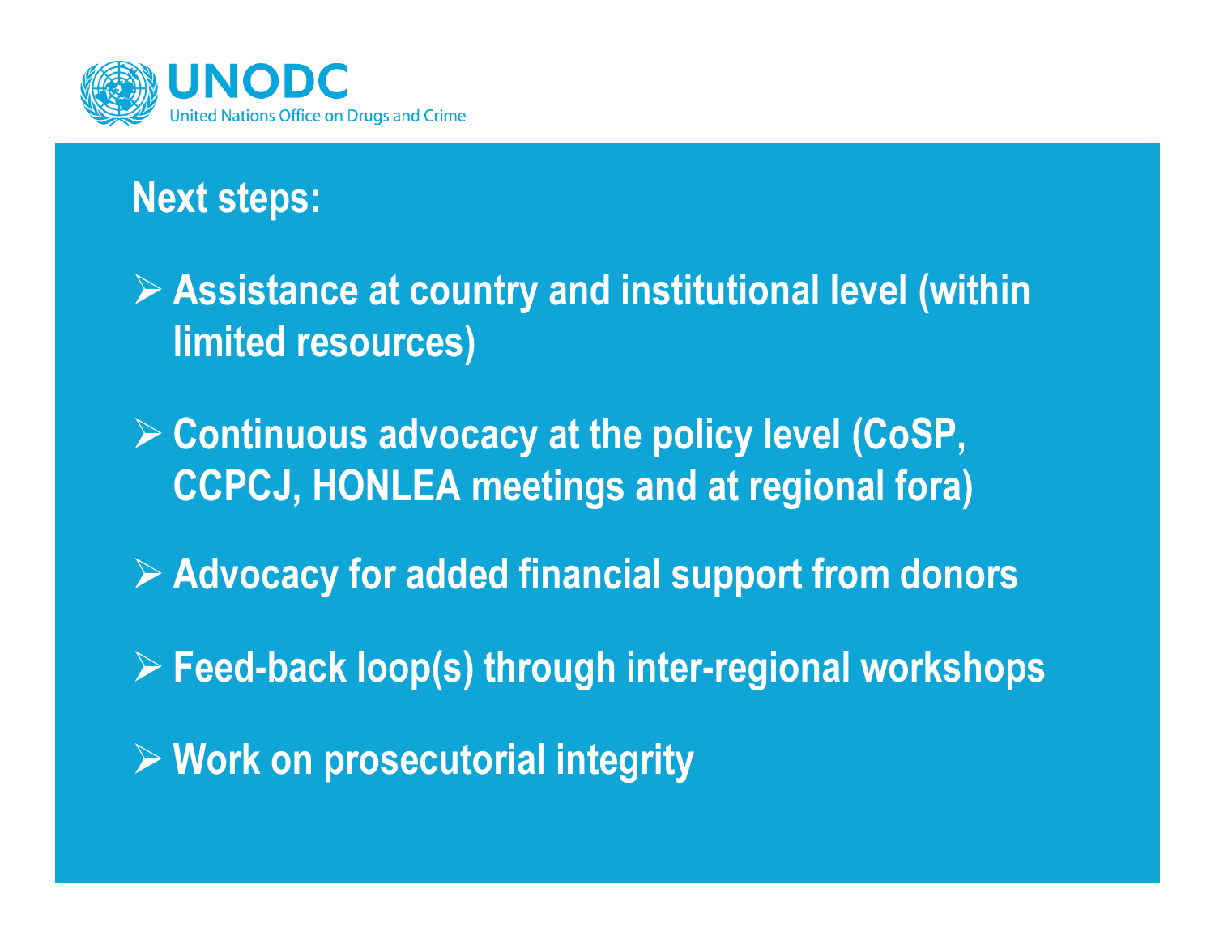## Next steps:

- Assistance at country and institutional level (within limited resources)
- Continuous advocacy at the policy level (CoSP, CCPCJ, HONLEA meetings and at regional fora)
- Advocacy for added financial support from donors
- Feed-back loop(s) through inter-regional workshops
- Work on prosecutorial integrity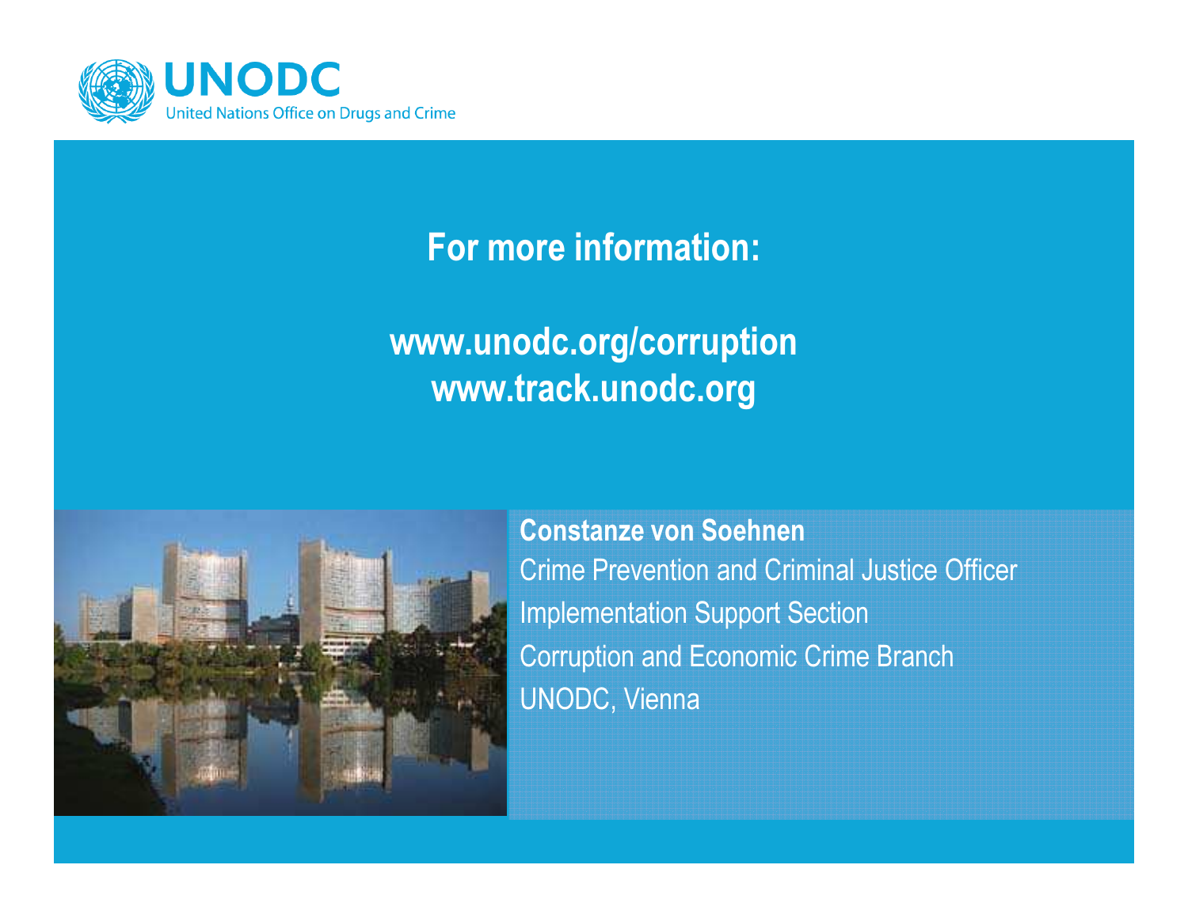UNODC
United Nations Office on Drugs and Crime

## For more information:

**www.unodc.org/corruption**
**www.track.unodc.org**

**Constanze von Soehnen**
Crime Prevention and Criminal Justice Officer
Implementation Support Section
Corruption and Economic Crime Branch
UNODC, Vienna